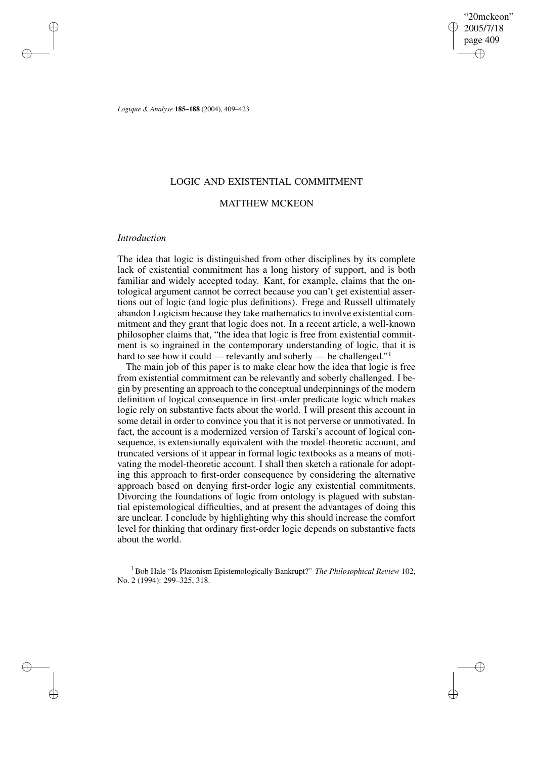# LOGIC AND EXISTENTIAL COMMITMENT

## MATTHEW MCKEON

### *Introduction*

The idea that logic is distinguished from other disciplines by its complete lack of existential commitment has a long history of support, and is both familiar and widely accepted today. Kant, for example, claims that the ontological argument cannot be correct because you can't get existential assertions out of logic (and logic plus definitions). Frege and Russell ultimately abandon Logicism because they take mathematics to involve existential commitment and they grant that logic does not. In a recent article, a well-known philosopher claims that, "the idea that logic is free from existential commitment is so ingrained in the contemporary understanding of logic, that it is hard to see how it could — relevantly and soberly — be challenged."[1]

The main job of this paper is to make clear how the idea that logic is free from existential commitment can be relevantly and soberly challenged. I begin by presenting an approach to the conceptual underpinnings of the modern definition of logical consequence in first-order predicate logic which makes logic rely on substantive facts about the world. I will present this account in some detail in order to convince you that it is not perverse or unmotivated. In fact, the account is a modernized version of Tarski's account of logical consequence, is extensionally equivalent with the model-theoretic account, and truncated versions of it appear in formal logic textbooks as a means of motivating the model-theoretic account. I shall then sketch a rationale for adopting this approach to first-order consequence by considering the alternative approach based on denying first-order logic any existential commitments. Divorcing the foundations of logic from ontology is plagued with substantial epistemological difficulties, and at present the advantages of doing this are unclear. I conclude by highlighting why this should increase the comfort level for thinking that ordinary first-order logic depends on substantive facts about the world.

[1] Bob Hale "Is Platonism Epistemologically Bankrupt?" *The Philosophical Review* 102, No. 2 (1994): 299–325, 318.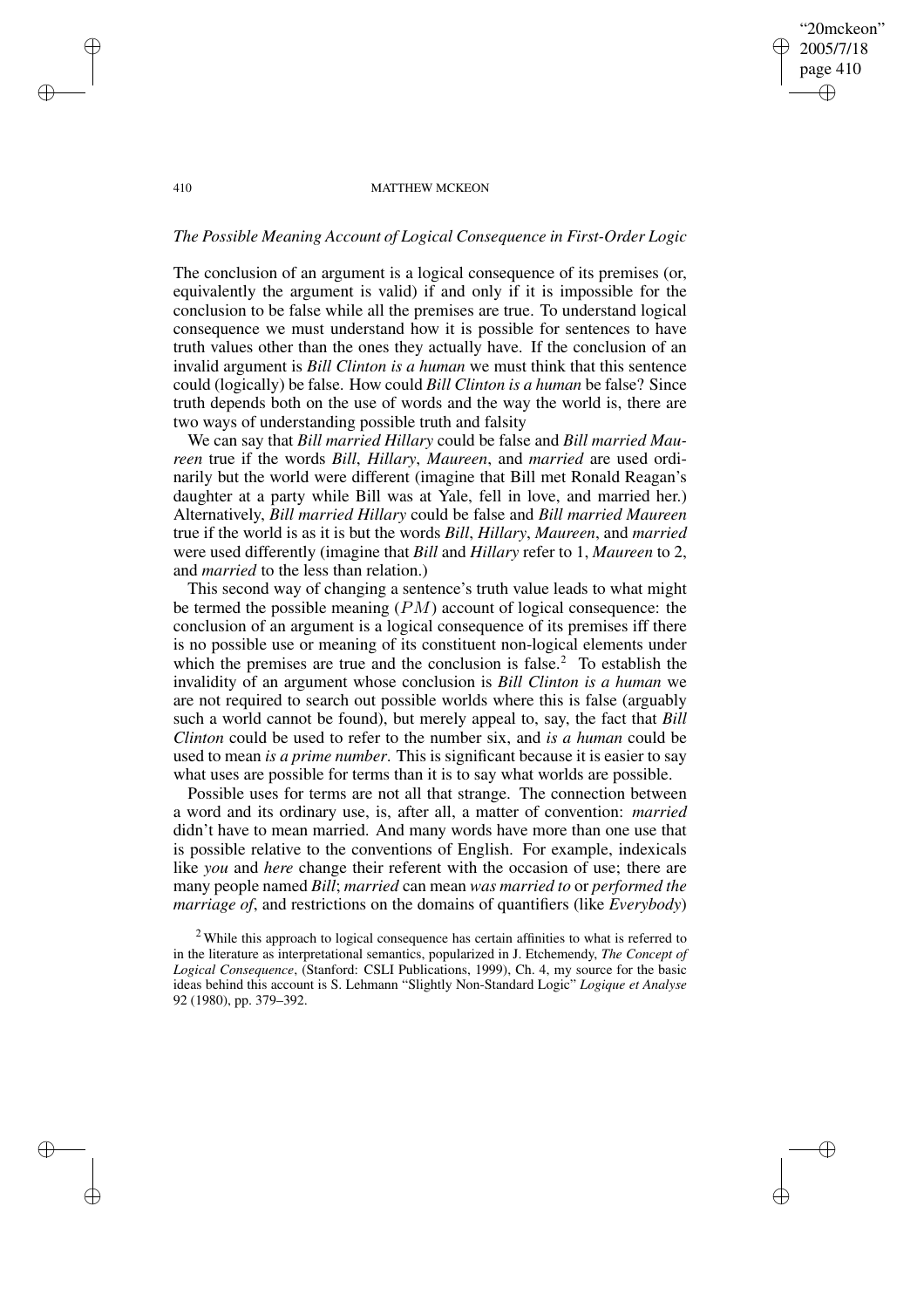*The Possible Meaning Account of Logical Consequence in First-Order Logic*

The conclusion of an argument is a logical consequence of its premises (or, equivalently the argument is valid) if and only if it is impossible for the conclusion to be false while all the premises are true. To understand logical consequence we must understand how it is possible for sentences to have truth values other than the ones they actually have. If the conclusion of an invalid argument is *Bill Clinton is a human* we must think that this sentence could (logically) be false. How could *Bill Clinton is a human* be false? Since truth depends both on the use of words and the way the world is, there are two ways of understanding possible truth and falsity

We can say that *Bill married Hillary* could be false and *Bill married Maureen* true if the words *Bill*, *Hillary*, *Maureen*, and *married* are used ordinarily but the world were different (imagine that Bill met Ronald Reagan's daughter at a party while Bill was at Yale, fell in love, and married her.) Alternatively, *Bill married Hillary* could be false and *Bill married Maureen* true if the world is as it is but the words *Bill*, *Hillary*, *Maureen*, and *married* were used differently (imagine that *Bill* and *Hillary* refer to 1, *Maureen* to 2, and *married* to the less than relation.)

This second way of changing a sentence's truth value leads to what might be termed the possible meaning ($PM$) account of logical consequence: the conclusion of an argument is a logical consequence of its premises iff there is no possible use or meaning of its constituent non-logical elements under which the premises are true and the conclusion is false.[2] To establish the invalidity of an argument whose conclusion is *Bill Clinton is a human* we are not required to search out possible worlds where this is false (arguably such a world cannot be found), but merely appeal to, say, the fact that *Bill Clinton* could be used to refer to the number six, and *is a human* could be used to mean *is a prime number*. This is significant because it is easier to say what uses are possible for terms than it is to say what worlds are possible.

Possible uses for terms are not all that strange. The connection between a word and its ordinary use, is, after all, a matter of convention: *married* didn't have to mean married. And many words have more than one use that is possible relative to the conventions of English. For example, indexicals like *you* and *here* change their referent with the occasion of use; there are many people named *Bill*; *married* can mean *was married to* or *performed the marriage of*, and restrictions on the domains of quantifiers (like *Everybody*)

[2] While this approach to logical consequence has certain affinities to what is referred to in the literature as interpretational semantics, popularized in J. Etchemendy, *The Concept of Logical Consequence*, (Stanford: CSLI Publications, 1999), Ch. 4, my source for the basic ideas behind this account is S. Lehmann "Slightly Non-Standard Logic" *Logique et Analyse* 92 (1980), pp. 379–392.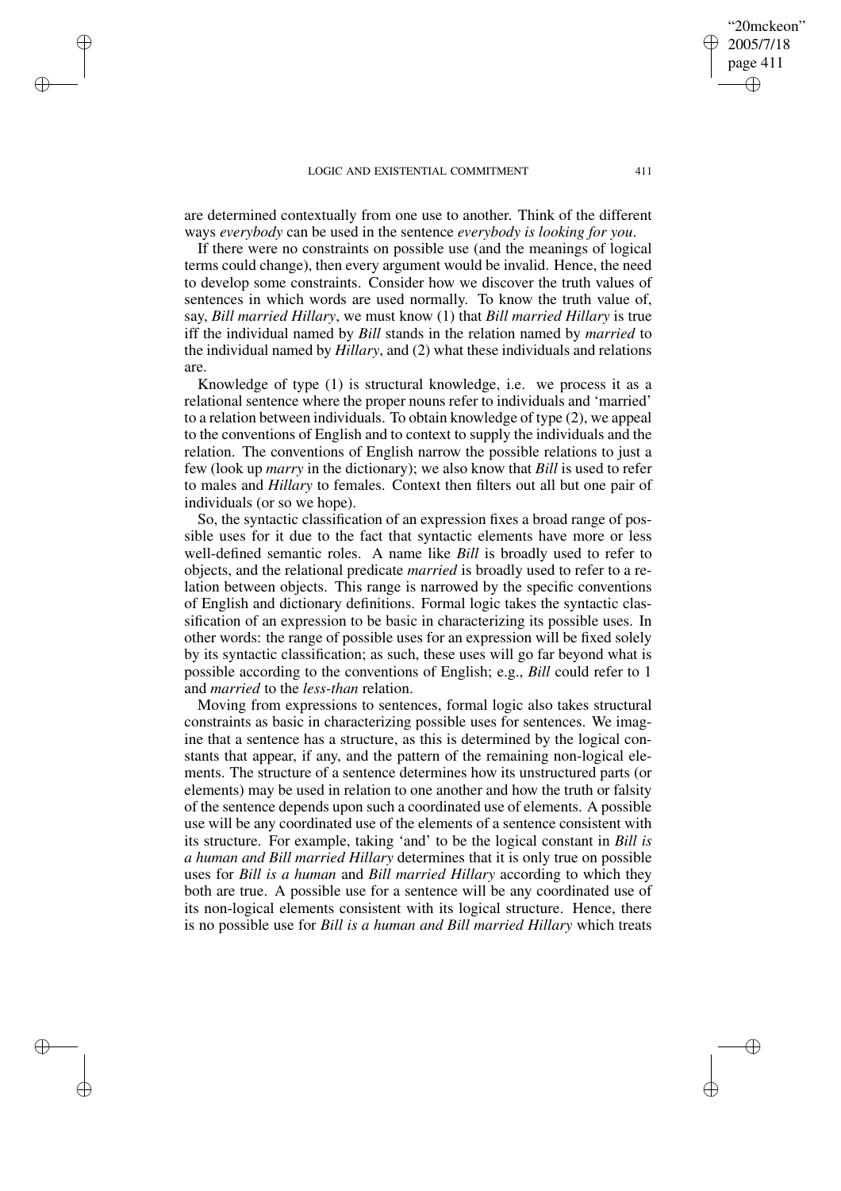are determined contextually from one use to another. Think of the different ways *everybody* can be used in the sentence *everybody is looking for you*.

If there were no constraints on possible use (and the meanings of logical terms could change), then every argument would be invalid. Hence, the need to develop some constraints. Consider how we discover the truth values of sentences in which words are used normally. To know the truth value of, say, *Bill married Hillary*, we must know (1) that *Bill married Hillary* is true iff the individual named by *Bill* stands in the relation named by *married* to the individual named by *Hillary*, and (2) what these individuals and relations are.

Knowledge of type (1) is structural knowledge, i.e. we process it as a relational sentence where the proper nouns refer to individuals and 'married' to a relation between individuals. To obtain knowledge of type (2), we appeal to the conventions of English and to context to supply the individuals and the relation. The conventions of English narrow the possible relations to just a few (look up *marry* in the dictionary); we also know that *Bill* is used to refer to males and *Hillary* to females. Context then filters out all but one pair of individuals (or so we hope).

So, the syntactic classification of an expression fixes a broad range of possible uses for it due to the fact that syntactic elements have more or less well-defined semantic roles. A name like *Bill* is broadly used to refer to objects, and the relational predicate *married* is broadly used to refer to a relation between objects. This range is narrowed by the specific conventions of English and dictionary definitions. Formal logic takes the syntactic classification of an expression to be basic in characterizing its possible uses. In other words: the range of possible uses for an expression will be fixed solely by its syntactic classification; as such, these uses will go far beyond what is possible according to the conventions of English; e.g., *Bill* could refer to 1 and *married* to the *less-than* relation.

Moving from expressions to sentences, formal logic also takes structural constraints as basic in characterizing possible uses for sentences. We imagine that a sentence has a structure, as this is determined by the logical constants that appear, if any, and the pattern of the remaining non-logical elements. The structure of a sentence determines how its unstructured parts (or elements) may be used in relation to one another and how the truth or falsity of the sentence depends upon such a coordinated use of elements. A possible use will be any coordinated use of the elements of a sentence consistent with its structure. For example, taking 'and' to be the logical constant in *Bill is a human and Bill married Hillary* determines that it is only true on possible uses for *Bill is a human* and *Bill married Hillary* according to which they both are true. A possible use for a sentence will be any coordinated use of its non-logical elements consistent with its logical structure. Hence, there is no possible use for *Bill is a human and Bill married Hillary* which treats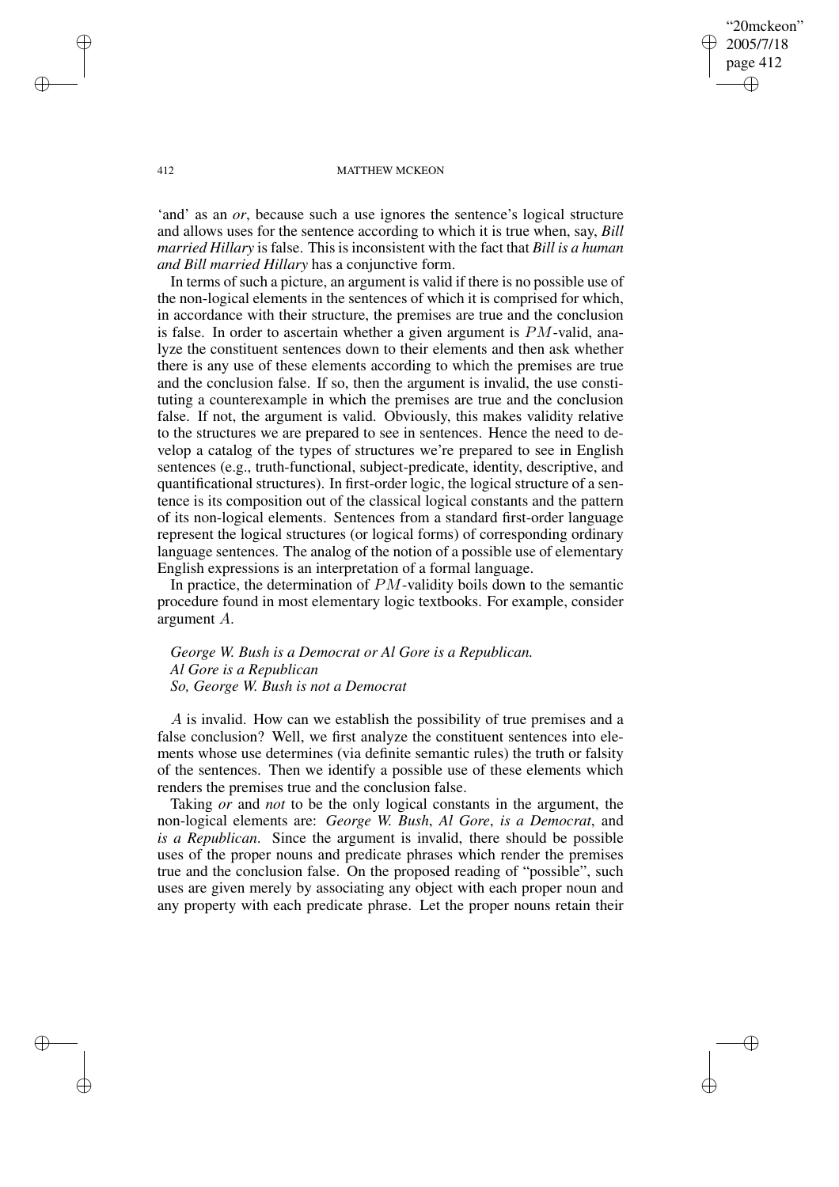'and' as an *or*, because such a use ignores the sentence's logical structure and allows uses for the sentence according to which it is true when, say, *Bill married Hillary* is false. This is inconsistent with the fact that *Bill is a human and Bill married Hillary* has a conjunctive form.

In terms of such a picture, an argument is valid if there is no possible use of the non-logical elements in the sentences of which it is comprised for which, in accordance with their structure, the premises are true and the conclusion is false. In order to ascertain whether a given argument is $PM$-valid, analyze the constituent sentences down to their elements and then ask whether there is any use of these elements according to which the premises are true and the conclusion false. If so, then the argument is invalid, the use constituting a counterexample in which the premises are true and the conclusion false. If not, the argument is valid. Obviously, this makes validity relative to the structures we are prepared to see in sentences. Hence the need to develop a catalog of the types of structures we're prepared to see in English sentences (e.g., truth-functional, subject-predicate, identity, descriptive, and quantificational structures). In first-order logic, the logical structure of a sentence is its composition out of the classical logical constants and the pattern of its non-logical elements. Sentences from a standard first-order language represent the logical structures (or logical forms) of corresponding ordinary language sentences. The analog of the notion of a possible use of elementary English expressions is an interpretation of a formal language.

In practice, the determination of $PM$-validity boils down to the semantic procedure found in most elementary logic textbooks. For example, consider argument $A$.

*George W. Bush is a Democrat or Al Gore is a Republican.*
*Al Gore is a Republican*
*So, George W. Bush is not a Democrat*

$A$ is invalid. How can we establish the possibility of true premises and a false conclusion? Well, we first analyze the constituent sentences into elements whose use determines (via definite semantic rules) the truth or falsity of the sentences. Then we identify a possible use of these elements which renders the premises true and the conclusion false.

Taking *or* and *not* to be the only logical constants in the argument, the non-logical elements are: *George W. Bush*, *Al Gore*, *is a Democrat*, and *is a Republican*. Since the argument is invalid, there should be possible uses of the proper nouns and predicate phrases which render the premises true and the conclusion false. On the proposed reading of "possible", such uses are given merely by associating any object with each proper noun and any property with each predicate phrase. Let the proper nouns retain their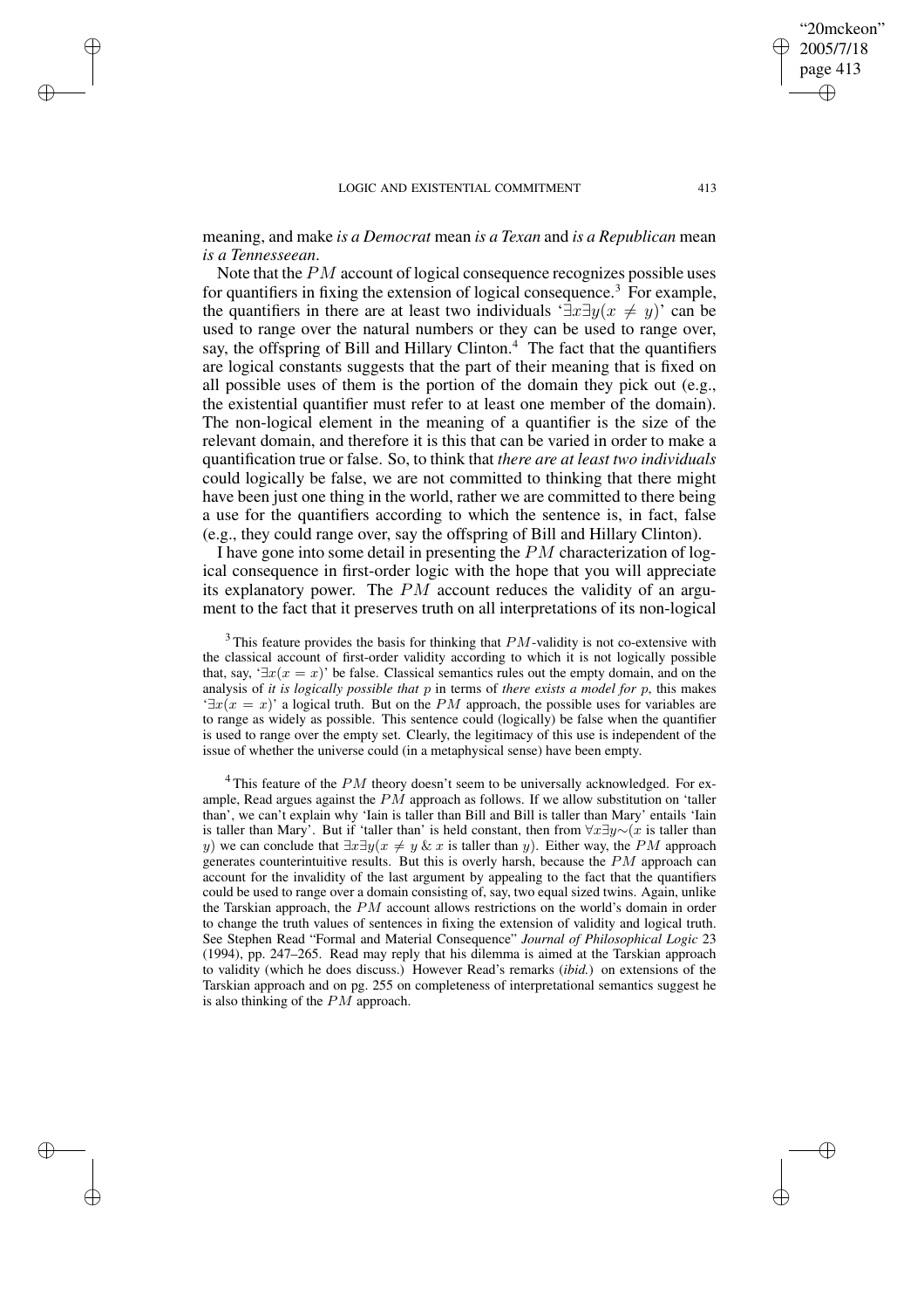meaning, and make *is a Democrat* mean *is a Texan* and *is a Republican* mean *is a Tennesseean*.

Note that the $PM$ account of logical consequence recognizes possible uses for quantifiers in fixing the extension of logical consequence.[3] For example, the quantifiers in there are at least two individuals '$\exists x \exists y (x \neq y)$' can be used to range over the natural numbers or they can be used to range over, say, the offspring of Bill and Hillary Clinton.[4] The fact that the quantifiers are logical constants suggests that the part of their meaning that is fixed on all possible uses of them is the portion of the domain they pick out (e.g., the existential quantifier must refer to at least one member of the domain). The non-logical element in the meaning of a quantifier is the size of the relevant domain, and therefore it is this that can be varied in order to make a quantification true or false. So, to think that *there are at least two individuals* could logically be false, we are not committed to thinking that there might have been just one thing in the world, rather we are committed to there being a use for the quantifiers according to which the sentence is, in fact, false (e.g., they could range over, say the offspring of Bill and Hillary Clinton).

I have gone into some detail in presenting the $PM$ characterization of logical consequence in first-order logic with the hope that you will appreciate its explanatory power. The $PM$ account reduces the validity of an argument to the fact that it preserves truth on all interpretations of its non-logical

[3] This feature provides the basis for thinking that $PM$-validity is not co-extensive with the classical account of first-order validity according to which it is not logically possible that, say, '$\exists x(x = x)$' be false. Classical semantics rules out the empty domain, and on the analysis of *it is logically possible that p* in terms of *there exists a model for p*, this makes '$\exists x(x = x)$' a logical truth. But on the $PM$ approach, the possible uses for variables are to range as widely as possible. This sentence could (logically) be false when the quantifier is used to range over the empty set. Clearly, the legitimacy of this use is independent of the issue of whether the universe could (in a metaphysical sense) have been empty.

[4] This feature of the $PM$ theory doesn't seem to be universally acknowledged. For example, Read argues against the $PM$ approach as follows. If we allow substitution on 'taller than', we can't explain why 'Iain is taller than Bill and Bill is taller than Mary' entails 'Iain is taller than Mary'. But if 'taller than' is held constant, then from $\forall x \exists y {\sim}(x$ is taller than $y)$ we can conclude that $\exists x \exists y (x \neq y \;\&\; x$ is taller than $y)$. Either way, the $PM$ approach generates counterintuitive results. But this is overly harsh, because the $PM$ approach can account for the invalidity of the last argument by appealing to the fact that the quantifiers could be used to range over a domain consisting of, say, two equal sized twins. Again, unlike the Tarskian approach, the $PM$ account allows restrictions on the world's domain in order to change the truth values of sentences in fixing the extension of validity and logical truth. See Stephen Read "Formal and Material Consequence" *Journal of Philosophical Logic* 23 (1994), pp. 247–265. Read may reply that his dilemma is aimed at the Tarskian approach to validity (which he does discuss.) However Read's remarks (*ibid.*) on extensions of the Tarskian approach and on pg. 255 on completeness of interpretational semantics suggest he is also thinking of the $PM$ approach.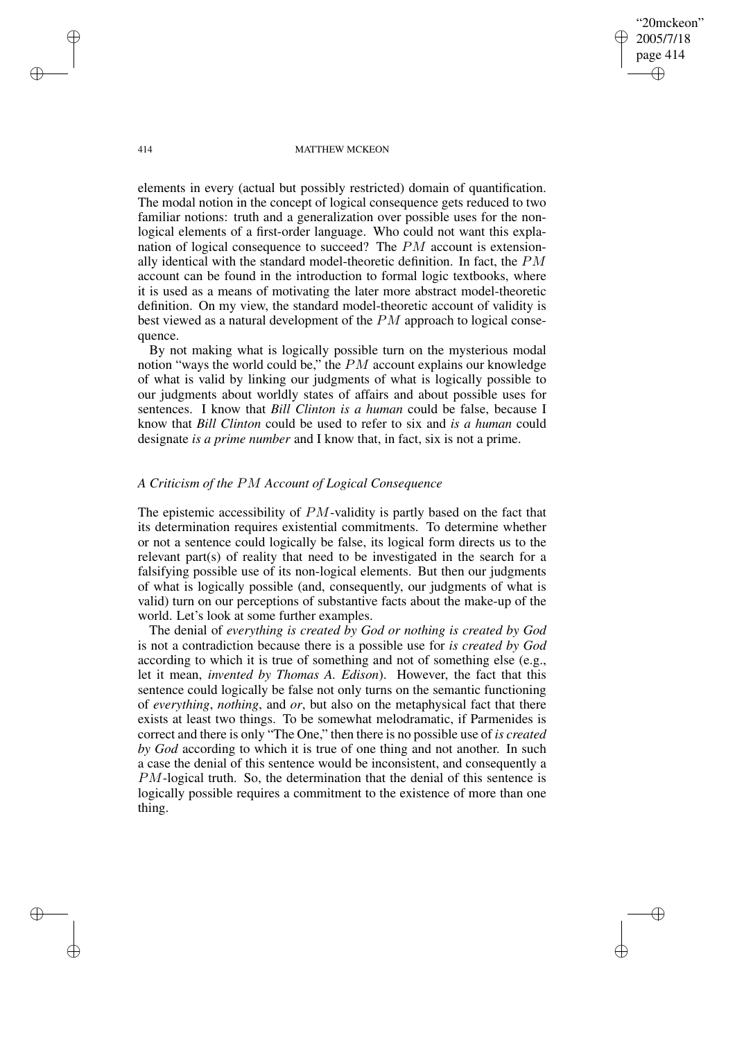elements in every (actual but possibly restricted) domain of quantification. The modal notion in the concept of logical consequence gets reduced to two familiar notions: truth and a generalization over possible uses for the non-logical elements of a first-order language. Who could not want this explanation of logical consequence to succeed? The $PM$ account is extensionally identical with the standard model-theoretic definition. In fact, the $PM$ account can be found in the introduction to formal logic textbooks, where it is used as a means of motivating the later more abstract model-theoretic definition. On my view, the standard model-theoretic account of validity is best viewed as a natural development of the $PM$ approach to logical consequence.

By not making what is logically possible turn on the mysterious modal notion "ways the world could be," the $PM$ account explains our knowledge of what is valid by linking our judgments of what is logically possible to our judgments about worldly states of affairs and about possible uses for sentences. I know that *Bill Clinton is a human* could be false, because I know that *Bill Clinton* could be used to refer to six and *is a human* could designate *is a prime number* and I know that, in fact, six is not a prime.

### *A Criticism of the $PM$ Account of Logical Consequence*

The epistemic accessibility of $PM$-validity is partly based on the fact that its determination requires existential commitments. To determine whether or not a sentence could logically be false, its logical form directs us to the relevant part(s) of reality that need to be investigated in the search for a falsifying possible use of its non-logical elements. But then our judgments of what is logically possible (and, consequently, our judgments of what is valid) turn on our perceptions of substantive facts about the make-up of the world. Let's look at some further examples.

The denial of *everything is created by God or nothing is created by God* is not a contradiction because there is a possible use for *is created by God* according to which it is true of something and not of something else (e.g., let it mean, *invented by Thomas A. Edison*). However, the fact that this sentence could logically be false not only turns on the semantic functioning of *everything*, *nothing*, and *or*, but also on the metaphysical fact that there exists at least two things. To be somewhat melodramatical, if Parmenides is correct and there is only "The One," then there is no possible use of *is created by God* according to which it is true of one thing and not another. In such a case the denial of this sentence would be inconsistent, and consequently a $PM$-logical truth. So, the determination that the denial of this sentence is logically possible requires a commitment to the existence of more than one thing.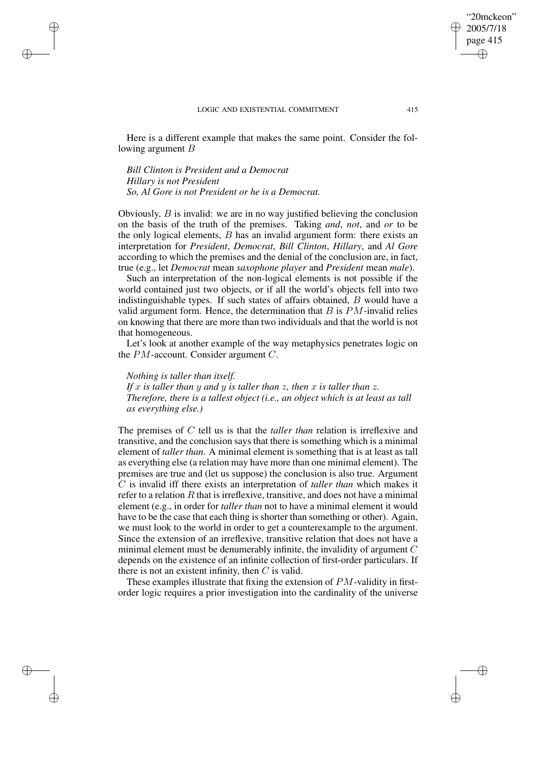Here is a different example that makes the same point. Consider the following argument $B$

*Bill Clinton is President and a Democrat*
*Hillary is not President*
*So, Al Gore is not President or he is a Democrat.*

Obviously, $B$ is invalid: we are in no way justified believing the conclusion on the basis of the truth of the premises. Taking *and*, *not*, and *or* to be the only logical elements, $B$ has an invalid argument form: there exists an interpretation for *President*, *Democrat*, *Bill Clinton*, *Hillary*, and *Al Gore* according to which the premises and the denial of the conclusion are, in fact, true (e.g., let *Democrat* mean *saxophone player* and *President* mean *male*).

Such an interpretation of the non-logical elements is not possible if the world contained just two objects, or if all the world's objects fell into two indistinguishable types. If such states of affairs obtained, $B$ would have a valid argument form. Hence, the determination that $B$ is $PM$-invalid relies on knowing that there are more than two individuals and that the world is not that homogeneous.

Let's look at another example of the way metaphysics penetrates logic on the $PM$-account. Consider argument $C$.

*Nothing is taller than itself.*
*If $x$ is taller than $y$ and $y$ is taller than $z$, then $x$ is taller than $z$.*
*Therefore, there is a tallest object (i.e., an object which is at least as tall as everything else.)*

The premises of $C$ tell us is that the *taller than* relation is irreflexive and transitive, and the conclusion says that there is something which is a minimal element of *taller than*. A minimal element is something that is at least as tall as everything else (a relation may have more than one minimal element). The premises are true and (let us suppose) the conclusion is also true. Argument $C$ is invalid iff there exists an interpretation of *taller than* which makes it refer to a relation $R$ that is irreflexive, transitive, and does not have a minimal element (e.g., in order for *taller than* not to have a minimal element it would have to be the case that each thing is shorter than something or other). Again, we must look to the world in order to get a counterexample to the argument. Since the extension of an irreflexive, transitive relation that does not have a minimal element must be denumerably infinite, the invalidity of argument $C$ depends on the existence of an infinite collection of first-order particulars. If there is not an existent infinity, then $C$ is valid.

These examples illustrate that fixing the extension of $PM$-validity in first-order logic requires a prior investigation into the cardinality of the universe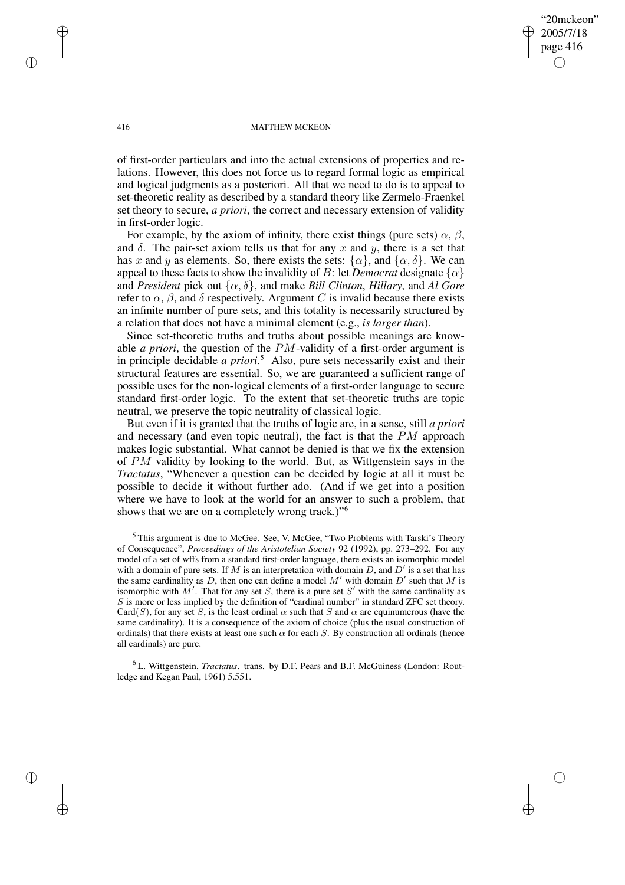of first-order particulars and into the actual extensions of properties and relations. However, this does not force us to regard formal logic as empirical and logical judgments as a posteriori. All that we need to do is to appeal to set-theoretic reality as described by a standard theory like Zermelo-Fraenkel set theory to secure, *a priori*, the correct and necessary extension of validity in first-order logic.

For example, by the axiom of infinity, there exist things (pure sets) $\alpha$, $\beta$, and $\delta$. The pair-set axiom tells us that for any $x$ and $y$, there is a set that has $x$ and $y$ as elements. So, there exists the sets: $\{\alpha\}$, and $\{\alpha, \delta\}$. We can appeal to these facts to show the invalidity of $B$: let *Democrat* designate $\{\alpha\}$ and *President* pick out $\{\alpha, \delta\}$, and make *Bill Clinton*, *Hillary*, and *Al Gore* refer to $\alpha$, $\beta$, and $\delta$ respectively. Argument $C$ is invalid because there exists an infinite number of pure sets, and this totality is necessarily structured by a relation that does not have a minimal element (e.g., *is larger than*).

Since set-theoretic truths and truths about possible meanings are knowable *a priori*, the question of the $PM$-validity of a first-order argument is in principle decidable *a priori*.[5] Also, pure sets necessarily exist and their structural features are essential. So, we are guaranteed a sufficient range of possible uses for the non-logical elements of a first-order language to secure standard first-order logic. To the extent that set-theoretic truths are topic neutral, we preserve the topic neutrality of classical logic.

But even if it is granted that the truths of logic are, in a sense, still *a priori* and necessary (and even topic neutral), the fact is that the $PM$ approach makes logic substantial. What cannot be denied is that we fix the extension of $PM$ validity by looking to the world. But, as Wittgenstein says in the *Tractatus*, "Whenever a question can be decided by logic at all it must be possible to decide it without further ado. (And if we get into a position where we have to look at the world for an answer to such a problem, that shows that we are on a completely wrong track.)"[6]

[5] This argument is due to McGee. See, V. McGee, "Two Problems with Tarski's Theory of Consequence", *Proceedings of the Aristotelian Society* 92 (1992), pp. 273–292. For any model of a set of wffs from a standard first-order language, there exists an isomorphic model with a domain of pure sets. If $M$ is an interpretation with domain $D$, and $D'$ is a set that has the same cardinality as $D$, then one can define a model $M'$ with domain $D'$ such that $M$ is isomorphic with $M'$. That for any set $S$, there is a pure set $S'$ with the same cardinality as $S$ is more or less implied by the definition of "cardinal number" in standard ZFC set theory. Card($S$), for any set $S$, is the least ordinal $\alpha$ such that $S$ and $\alpha$ are equinumerous (have the same cardinality). It is a consequence of the axiom of choice (plus the usual construction of ordinals) that there exists at least one such $\alpha$ for each $S$. By construction all ordinals (hence all cardinals) are pure.

[6] L. Wittgenstein, *Tractatus*. trans. by D.F. Pears and B.F. McGuiness (London: Routledge and Kegan Paul, 1961) 5.551.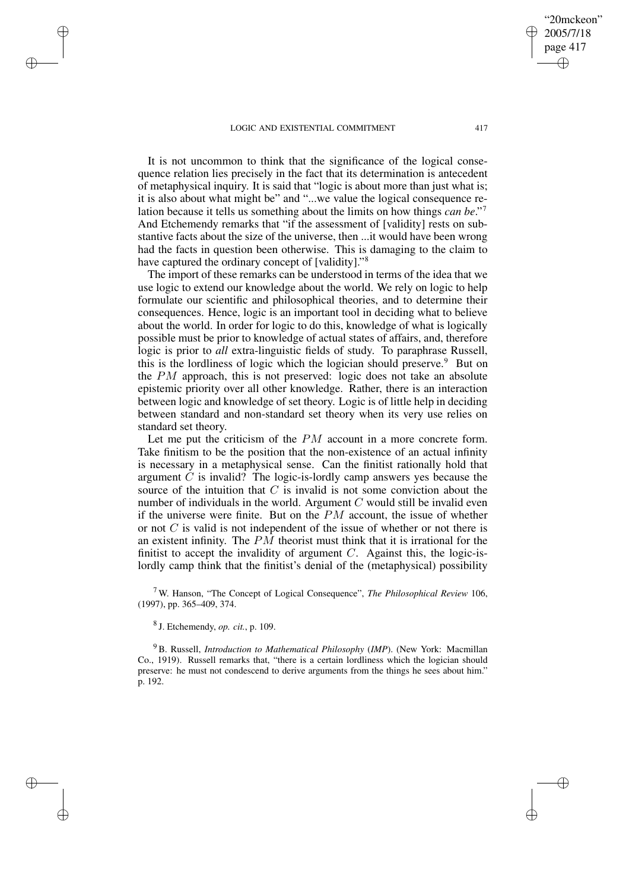It is not uncommon to think that the significance of the logical consequence relation lies precisely in the fact that its determination is antecedent of metaphysical inquiry. It is said that "logic is about more than just what is; it is also about what might be" and "...we value the logical consequence relation because it tells us something about the limits on how things *can be*."[7] And Etchemendy remarks that "if the assessment of [validity] rests on substantive facts about the size of the universe, then ...it would have been wrong had the facts in question been otherwise. This is damaging to the claim to have captured the ordinary concept of [validity]."[8]

The import of these remarks can be understood in terms of the idea that we use logic to extend our knowledge about the world. We rely on logic to help formulate our scientific and philosophical theories, and to determine their consequences. Hence, logic is an important tool in deciding what to believe about the world. In order for logic to do this, knowledge of what is logically possible must be prior to knowledge of actual states of affairs, and, therefore logic is prior to *all* extra-linguistic fields of study. To paraphrase Russell, this is the lordliness of logic which the logician should preserve.[9] But on the $PM$ approach, this is not preserved: logic does not take an absolute epistemic priority over all other knowledge. Rather, there is an interaction between logic and knowledge of set theory. Logic is of little help in deciding between standard and non-standard set theory when its very use relies on standard set theory.

Let me put the criticism of the $PM$ account in a more concrete form. Take finitism to be the position that the non-existence of an actual infinity is necessary in a metaphysical sense. Can the finitist rationally hold that argument $C$ is invalid? The logic-is-lordly camp answers yes because the source of the intuition that $C$ is invalid is not some conviction about the number of individuals in the world. Argument $C$ would still be invalid even if the universe were finite. But on the $PM$ account, the issue of whether or not $C$ is valid is not independent of the issue of whether or not there is an existent infinity. The $PM$ theorist must think that it is irrational for the finitist to accept the invalidity of argument $C$. Against this, the logic-is-lordly camp think that the finitist's denial of the (metaphysical) possibility

[7] W. Hanson, "The Concept of Logical Consequence", *The Philosophical Review* 106, (1997), pp. 365–409, 374.

[8] J. Etchemendy, *op. cit.*, p. 109.

[9] B. Russell, *Introduction to Mathematical Philosophy* (*IMP*). (New York: Macmillan Co., 1919). Russell remarks that, "there is a certain lordliness which the logician should preserve: he must not condescend to derive arguments from the things he sees about him." p. 192.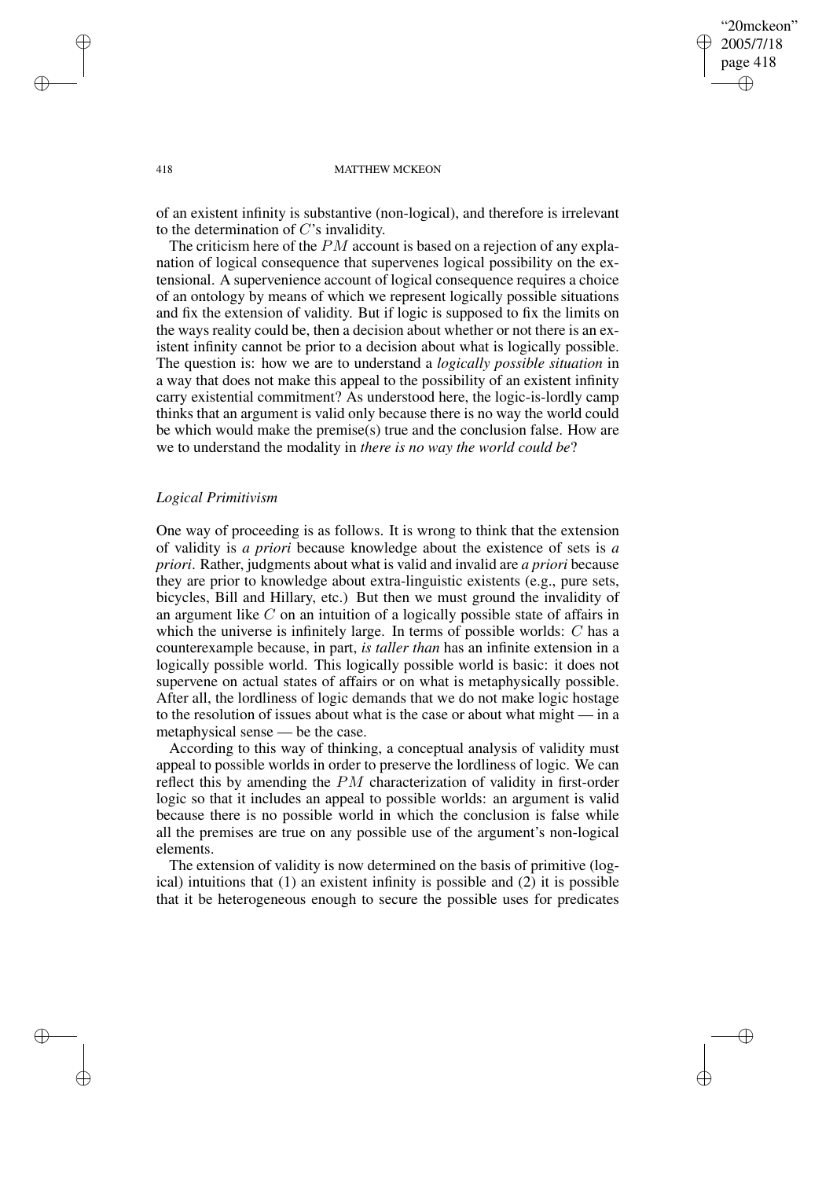of an existent infinity is substantive (non-logical), and therefore is irrelevant to the determination of $C$'s invalidity.

The criticism here of the $PM$ account is based on a rejection of any explanation of logical consequence that supervenes logical possibility on the extensional. A supervenience account of logical consequence requires a choice of an ontology by means of which we represent logically possible situations and fix the extension of validity. But if logic is supposed to fix the limits on the ways reality could be, then a decision about whether or not there is an existent infinity cannot be prior to a decision about what is logically possible. The question is: how we are to understand a *logically possible situation* in a way that does not make this appeal to the possibility of an existent infinity carry existential commitment? As understood here, the logic-is-lordly camp thinks that an argument is valid only because there is no way the world could be which would make the premise(s) true and the conclusion false. How are we to understand the modality in *there is no way the world could be*?

### *Logical Primitivism*

One way of proceeding is as follows. It is wrong to think that the extension of validity is *a priori* because knowledge about the existence of sets is *a priori*. Rather, judgments about what is valid and invalid are *a priori* because they are prior to knowledge about extra-linguistic existents (e.g., pure sets, bicycles, Bill and Hillary, etc.) But then we must ground the invalidity of an argument like $C$ on an intuition of a logically possible state of affairs in which the universe is infinitely large. In terms of possible worlds: $C$ has a counterexample because, in part, *is taller than* has an infinite extension in a logically possible world. This logically possible world is basic: it does not supervene on actual states of affairs or on what is metaphysically possible. After all, the lordliness of logic demands that we do not make logic hostage to the resolution of issues about what is the case or about what might — in a metaphysical sense — be the case.

According to this way of thinking, a conceptual analysis of validity must appeal to possible worlds in order to preserve the lordliness of logic. We can reflect this by amending the $PM$ characterization of validity in first-order logic so that it includes an appeal to possible worlds: an argument is valid because there is no possible world in which the conclusion is false while all the premises are true on any possible use of the argument's non-logical elements.

The extension of validity is now determined on the basis of primitive (logical) intuitions that (1) an existent infinity is possible and (2) it is possible that it be heterogeneous enough to secure the possible uses for predicates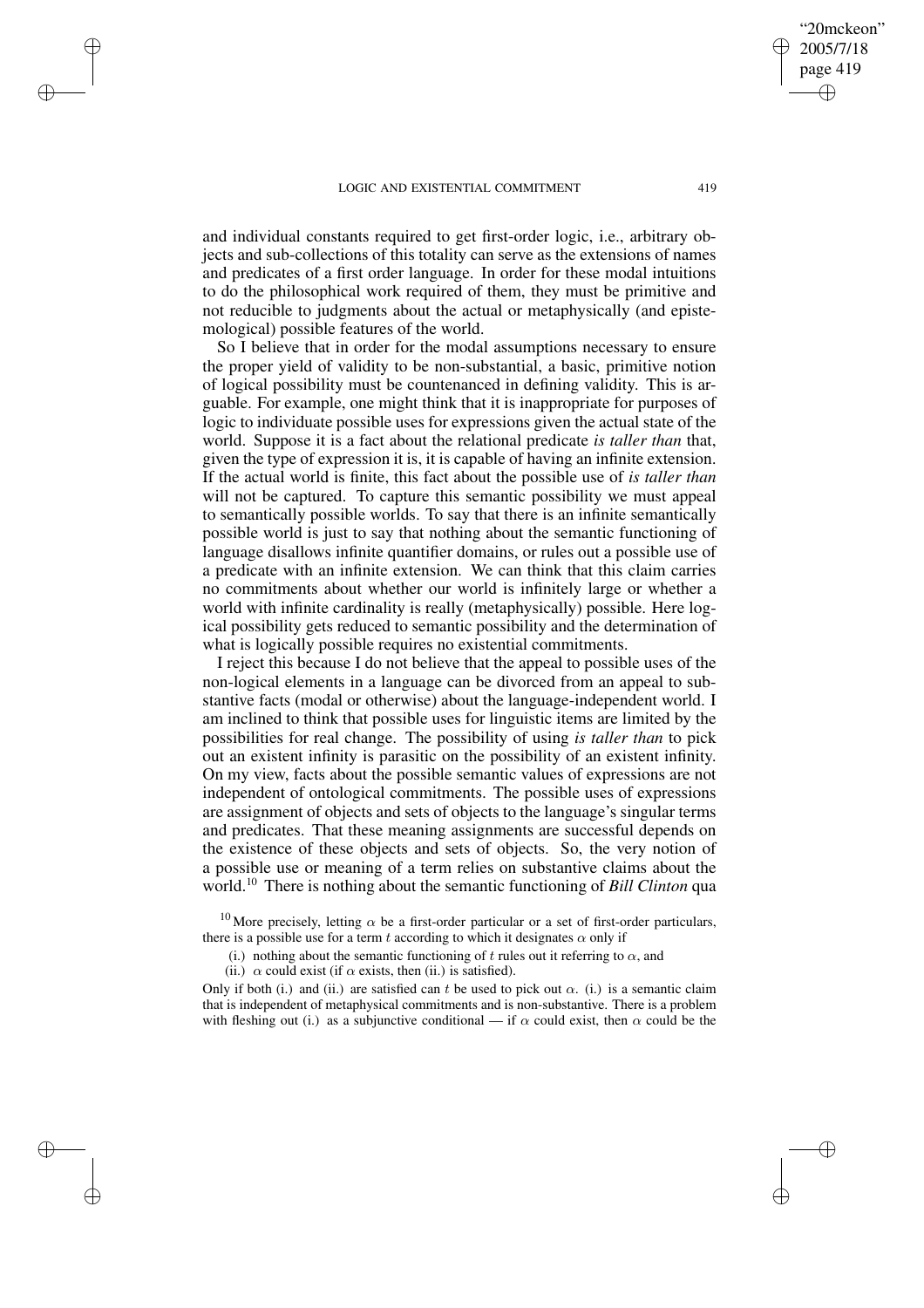and individual constants required to get first-order logic, i.e., arbitrary objects and sub-collections of this totality can serve as the extensions of names and predicates of a first order language. In order for these modal intuitions to do the philosophical work required of them, they must be primitive and not reducible to judgments about the actual or metaphysically (and epistemological) possible features of the world.

So I believe that in order for the modal assumptions necessary to ensure the proper yield of validity to be non-substantial, a basic, primitive notion of logical possibility must be countenanced in defining validity. This is arguable. For example, one might think that it is inappropriate for purposes of logic to individuate possible uses for expressions given the actual state of the world. Suppose it is a fact about the relational predicate *is taller than* that, given the type of expression it is, it is capable of having an infinite extension. If the actual world is finite, this fact about the possible use of *is taller than* will not be captured. To capture this semantic possibility we must appeal to semantically possible worlds. To say that there is an infinite semantically possible world is just to say that nothing about the semantic functioning of language disallows infinite quantifier domains, or rules out a possible use of a predicate with an infinite extension. We can think that this claim carries no commitments about whether our world is infinitely large or whether a world with infinite cardinality is really (metaphysically) possible. Here logical possibility gets reduced to semantic possibility and the determination of what is logically possible requires no existential commitments.

I reject this because I do not believe that the appeal to possible uses of the non-logical elements in a language can be divorced from an appeal to substantive facts (modal or otherwise) about the language-independent world. I am inclined to think that possible uses for linguistic items are limited by the possibilities for real change. The possibility of using *is taller than* to pick out an existent infinity is parasitic on the possibility of an existent infinity. On my view, facts about the possible semantic values of expressions are not independent of ontological commitments. The possible uses of expressions are assignment of objects and sets of objects to the language's singular terms and predicates. That these meaning assignments are successful depends on the existence of these objects and sets of objects. So, the very notion of a possible use or meaning of a term relies on substantive claims about the world.[10] There is nothing about the semantic functioning of *Bill Clinton* qua

[10] More precisely, letting $\alpha$ be a first-order particular or a set of first-order particulars, there is a possible use for a term $t$ according to which it designates $\alpha$ only if

(i.) nothing about the semantic functioning of $t$ rules out it referring to $\alpha$, and

(ii.) $\alpha$ could exist (if $\alpha$ exists, then (ii.) is satisfied).

Only if both (i.) and (ii.) are satisfied can $t$ be used to pick out $\alpha$. (i.) is a semantic claim that is independent of metaphysical commitments and is non-substantive. There is a problem with fleshing out (i.) as a subjunctive conditional — if $\alpha$ could exist, then $\alpha$ could be the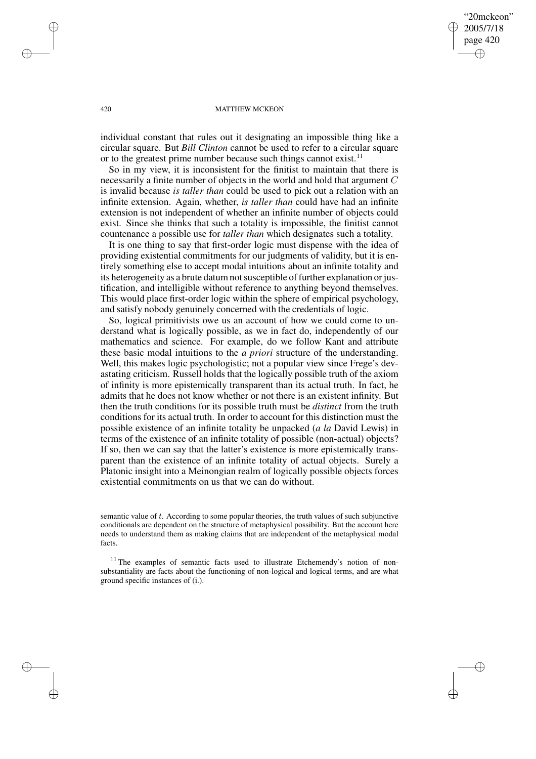individual constant that rules out it designating an impossible thing like a circular square. But *Bill Clinton* cannot be used to refer to a circular square or to the greatest prime number because such things cannot exist.[11]

So in my view, it is inconsistent for the finitist to maintain that there is necessarily a finite number of objects in the world and hold that argument $C$ is invalid because *is taller than* could be used to pick out a relation with an infinite extension. Again, whether, *is taller than* could have had an infinite extension is not independent of whether an infinite number of objects could exist. Since she thinks that such a totality is impossible, the finitist cannot countenance a possible use for *taller than* which designates such a totality.

It is one thing to say that first-order logic must dispense with the idea of providing existential commitments for our judgments of validity, but it is entirely something else to accept modal intuitions about an infinite totality and its heterogeneity as a brute datum not susceptible of further explanation or justification, and intelligible without reference to anything beyond themselves. This would place first-order logic within the sphere of empirical psychology, and satisfy nobody genuinely concerned with the credentials of logic.

So, logical primitivists owe us an account of how we could come to understand what is logically possible, as we in fact do, independently of our mathematics and science. For example, do we follow Kant and attribute these basic modal intuitions to the *a priori* structure of the understanding. Well, this makes logic psychologistic; not a popular view since Frege's devastating criticism. Russell holds that the logically possible truth of the axiom of infinity is more epistemically transparent than its actual truth. In fact, he admits that he does not know whether or not there is an existent infinity. But then the truth conditions for its possible truth must be *distinct* from the truth conditions for its actual truth. In order to account for this distinction must the possible existence of an infinite totality be unpacked (*a la* David Lewis) in terms of the existence of an infinite totality of possible (non-actual) objects? If so, then we can say that the latter's existence is more epistemically transparent than the existence of an infinite totality of actual objects. Surely a Platonic insight into a Meinongian realm of logically possible objects forces existential commitments on us that we can do without.

semantic value of $t$. According to some popular theories, the truth values of such subjunctive conditionals are dependent on the structure of metaphysical possibility. But the account here needs to understand them as making claims that are independent of the metaphysical modal facts.

[11] The examples of semantic facts used to illustrate Etchemendy's notion of non-substantiality are facts about the functioning of non-logical and logical terms, and are what ground specific instances of (i.).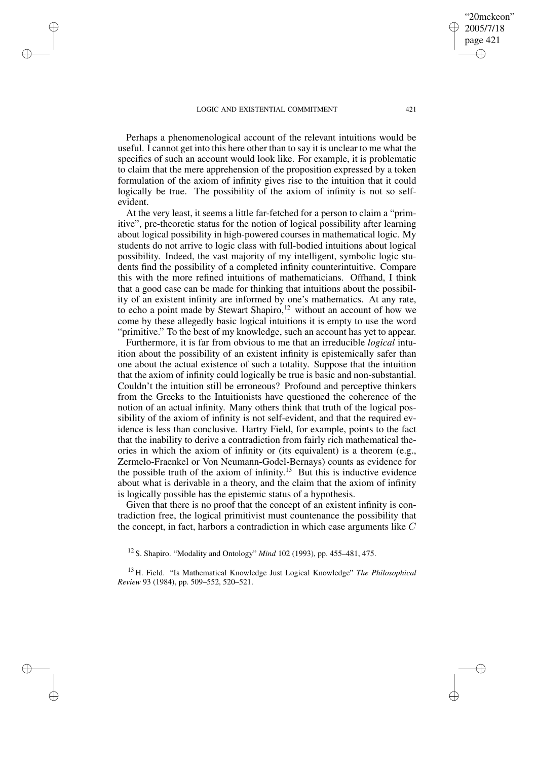Perhaps a phenomenological account of the relevant intuitions would be useful. I cannot get into this here other than to say it is unclear to me what the specifics of such an account would look like. For example, it is problematic to claim that the mere apprehension of the proposition expressed by a token formulation of the axiom of infinity gives rise to the intuition that it could logically be true. The possibility of the axiom of infinity is not so self-evident.

At the very least, it seems a little far-fetched for a person to claim a "primitive", pre-theoretic status for the notion of logical possibility after learning about logical possibility in high-powered courses in mathematical logic. My students do not arrive to logic class with full-bodied intuitions about logical possibility. Indeed, the vast majority of my intelligent, symbolic logic students find the possibility of a completed infinity counterintuitive. Compare this with the more refined intuitions of mathematicians. Offhand, I think that a good case can be made for thinking that intuitions about the possibility of an existent infinity are informed by one's mathematics. At any rate, to echo a point made by Stewart Shapiro,[12] without an account of how we come by these allegedly basic logical intuitions it is empty to use the word "primitive." To the best of my knowledge, such an account has yet to appear.

Furthermore, it is far from obvious to me that an irreducible *logical* intuition about the possibility of an existent infinity is epistemically safer than one about the actual existence of such a totality. Suppose that the intuition that the axiom of infinity could logically be true is basic and non-substantial. Couldn't the intuition still be erroneous? Profound and perceptive thinkers from the Greeks to the Intuitionists have questioned the coherence of the notion of an actual infinity. Many others think that truth of the logical possibility of the axiom of infinity is not self-evident, and that the required evidence is less than conclusive. Hartry Field, for example, points to the fact that the inability to derive a contradiction from fairly rich mathematical theories in which the axiom of infinity or (its equivalent) is a theorem (e.g., Zermelo-Fraenkel or Von Neumann-Godel-Bernays) counts as evidence for the possible truth of the axiom of infinity.[13] But this is inductive evidence about what is derivable in a theory, and the claim that the axiom of infinity is logically possible has the epistemic status of a hypothesis.

Given that there is no proof that the concept of an existent infinity is contradiction free, the logical primitivist must countenance the possibility that the concept, in fact, harbors a contradiction in which case arguments like $C$

[12] S. Shapiro. "Modality and Ontology" *Mind* 102 (1993), pp. 455–481, 475.

[13] H. Field. "Is Mathematical Knowledge Just Logical Knowledge" *The Philosophical Review* 93 (1984), pp. 509–552, 520–521.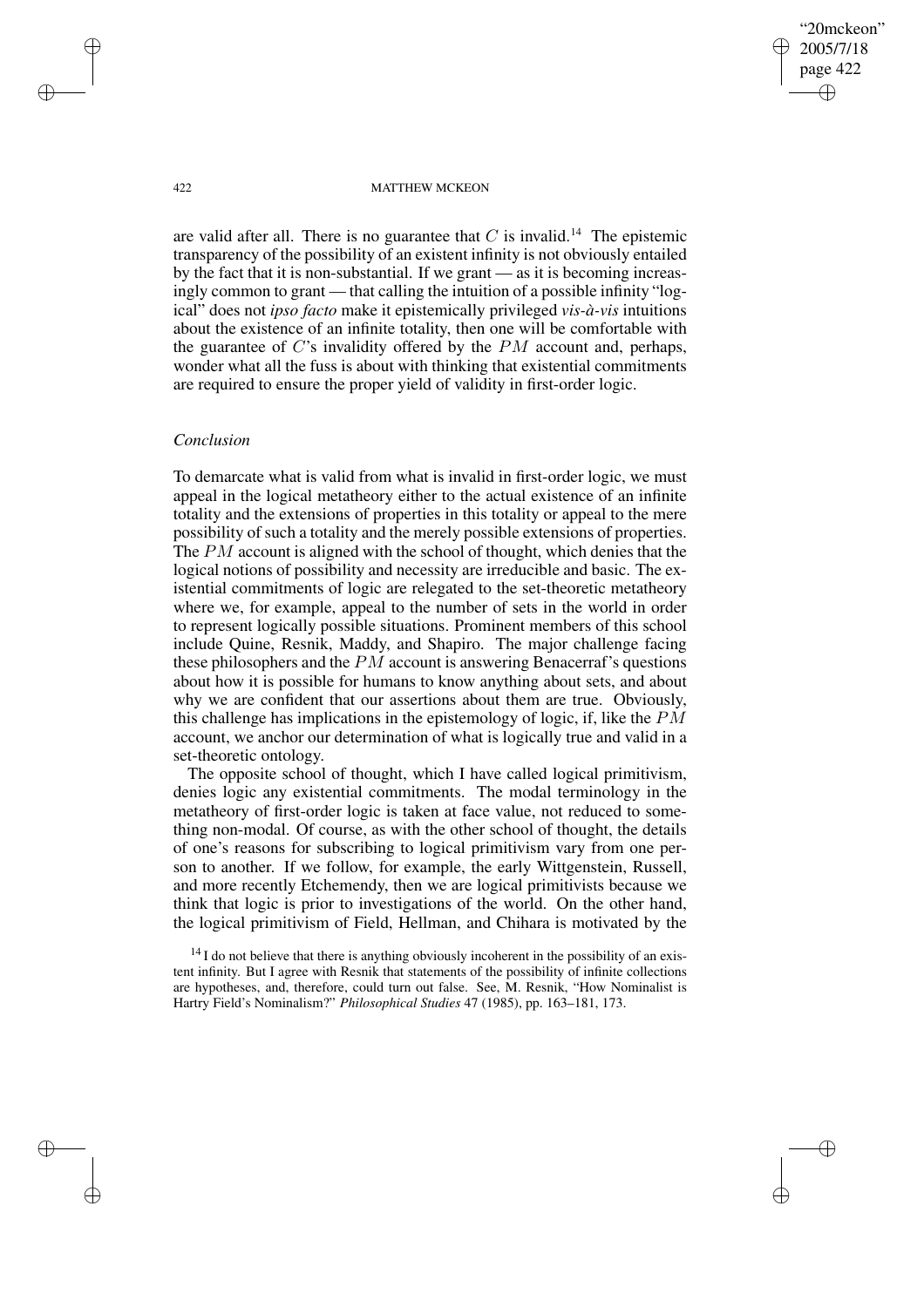are valid after all. There is no guarantee that $C$ is invalid.[14] The epistemic transparency of the possibility of an existent infinity is not obviously entailed by the fact that it is non-substantial. If we grant — as it is becoming increasingly common to grant — that calling the intuition of a possible infinity "logical" does not *ipso facto* make it epistemically privileged *vis-à-vis* intuitions about the existence of an infinite totality, then one will be comfortable with the guarantee of $C$'s invalidity offered by the $PM$ account and, perhaps, wonder what all the fuss is about with thinking that existential commitments are required to ensure the proper yield of validity in first-order logic.

## *Conclusion*

To demarcate what is valid from what is invalid in first-order logic, we must appeal in the logical metatheory either to the actual existence of an infinite totality and the extensions of properties in this totality or appeal to the mere possibility of such a totality and the merely possible extensions of properties. The $PM$ account is aligned with the school of thought, which denies that the logical notions of possibility and necessity are irreducible and basic. The existential commitments of logic are relegated to the set-theoretic metatheory where we, for example, appeal to the number of sets in the world in order to represent logically possible situations. Prominent members of this school include Quine, Resnik, Maddy, and Shapiro. The major challenge facing these philosophers and the $PM$ account is answering Benacerraf's questions about how it is possible for humans to know anything about sets, and about why we are confident that our assertions about them are true. Obviously, this challenge has implications in the epistemology of logic, if, like the $PM$ account, we anchor our determination of what is logically true and valid in a set-theoretic ontology.

The opposite school of thought, which I have called logical primitivism, denies logic any existential commitments. The modal terminology in the metatheory of first-order logic is taken at face value, not reduced to something non-modal. Of course, as with the other school of thought, the details of one's reasons for subscribing to logical primitivism vary from one person to another. If we follow, for example, the early Wittgenstein, Russell, and more recently Etchemendy, then we are logical primitivists because we think that logic is prior to investigations of the world. On the other hand, the logical primitivism of Field, Hellman, and Chihara is motivated by the

[14] I do not believe that there is anything obviously incoherent in the possibility of an existent infinity. But I agree with Resnik that statements of the possibility of infinite collections are hypotheses, and, therefore, could turn out false. See, M. Resnik, "How Nominalist is Hartry Field's Nominalism?" *Philosophical Studies* 47 (1985), pp. 163–181, 173.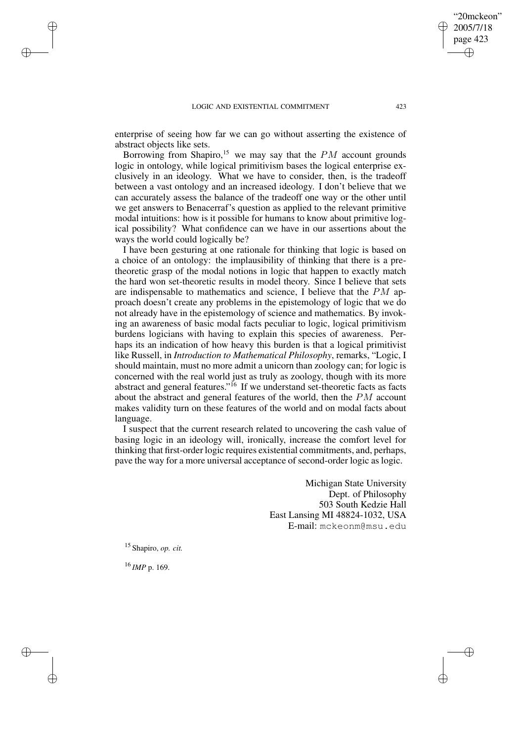enterprise of seeing how far we can go without asserting the existence of abstract objects like sets.

Borrowing from Shapiro,[15] we may say that the $PM$ account grounds logic in ontology, while logical primitivism bases the logical enterprise exclusively in an ideology. What we have to consider, then, is the tradeoff between a vast ontology and an increased ideology. I don't believe that we can accurately assess the balance of the tradeoff one way or the other until we get answers to Benacerraf's question as applied to the relevant primitive modal intuitions: how is it possible for humans to know about primitive logical possibility? What confidence can we have in our assertions about the ways the world could logically be?

I have been gesturing at one rationale for thinking that logic is based on a choice of an ontology: the implausibility of thinking that there is a pre-theoretic grasp of the modal notions in logic that happen to exactly match the hard won set-theoretic results in model theory. Since I believe that sets are indispensable to mathematics and science, I believe that the $PM$ approach doesn't create any problems in the epistemology of logic that we do not already have in the epistemology of science and mathematics. By invoking an awareness of basic modal facts peculiar to logic, logical primitivism burdens logicians with having to explain this species of awareness. Perhaps its an indication of how heavy this burden is that a logical primitivist like Russell, in *Introduction to Mathematical Philosophy*, remarks, "Logic, I should maintain, must no more admit a unicorn than zoology can; for logic is concerned with the real world just as truly as zoology, though with its more abstract and general features."[16] If we understand set-theoretic facts as facts about the abstract and general features of the world, then the $PM$ account makes validity turn on these features of the world and on modal facts about language.

I suspect that the current research related to uncovering the cash value of basing logic in an ideology will, ironically, increase the comfort level for thinking that first-order logic requires existential commitments, and, perhaps, pave the way for a more universal acceptance of second-order logic as logic.

Michigan State University
Dept. of Philosophy
503 South Kedzie Hall
East Lansing MI 48824-1032, USA
E-mail: mckeonm@msu.edu

[15] Shapiro, *op. cit.*

[16] *IMP* p. 169.